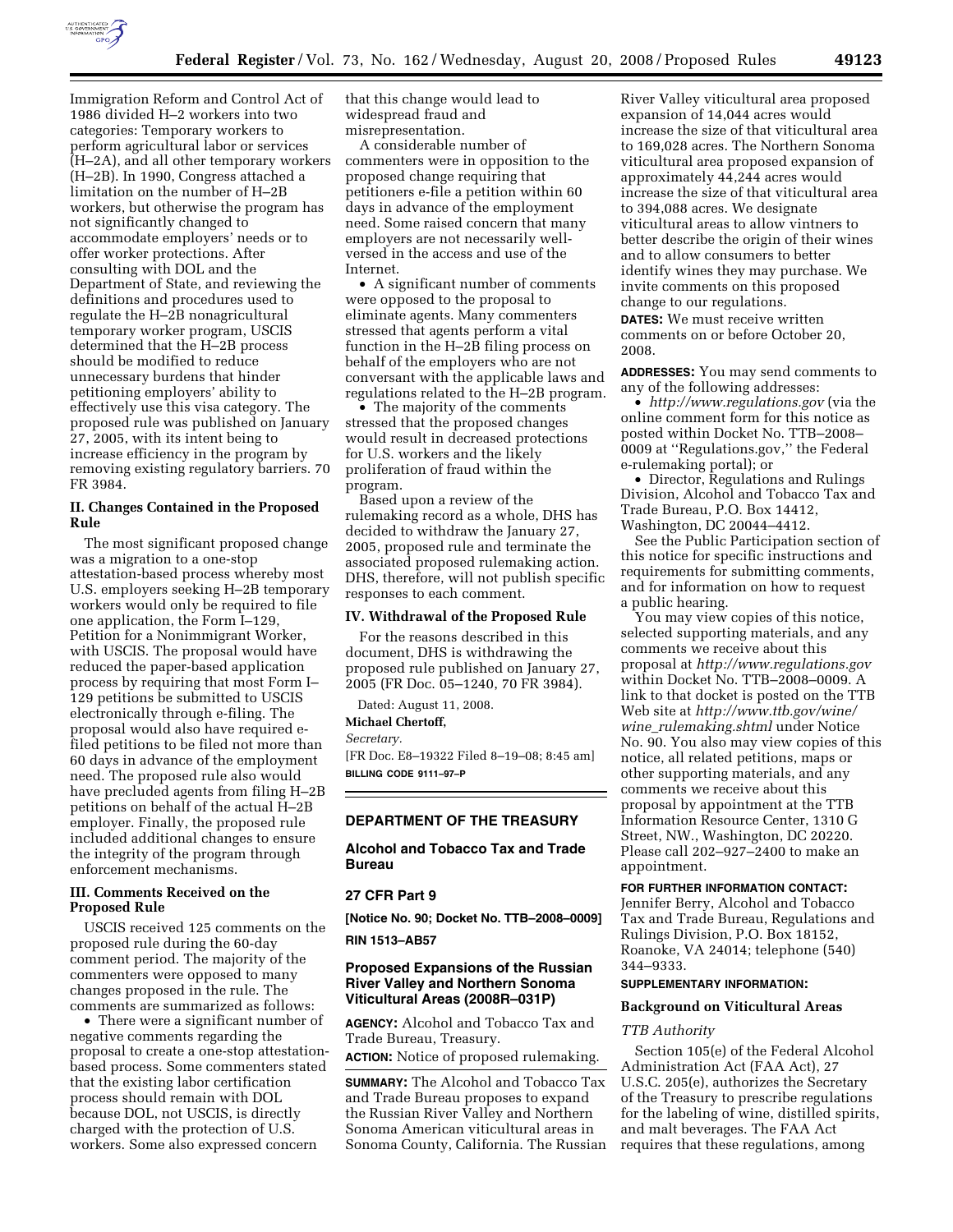Immigration Reform and Control Act of 1986 divided H–2 workers into two categories: Temporary workers to perform agricultural labor or services (H–2A), and all other temporary workers (H–2B). In 1990, Congress attached a limitation on the number of H–2B workers, but otherwise the program has not significantly changed to accommodate employers' needs or to offer worker protections. After consulting with DOL and the Department of State, and reviewing the definitions and procedures used to regulate the H–2B nonagricultural temporary worker program, USCIS determined that the H–2B process should be modified to reduce unnecessary burdens that hinder petitioning employers' ability to effectively use this visa category. The proposed rule was published on January 27, 2005, with its intent being to increase efficiency in the program by removing existing regulatory barriers. 70 FR 3984.

## II. Changes Contained in the Proposed Rule

The most significant proposed change was a migration to a one-stop attestation-based process whereby most U.S. employers seeking H–2B temporary workers would only be required to file one application, the Form I–129, Petition for a Nonimmigrant Worker, with USCIS. The proposal would have reduced the paper-based application process by requiring that most Form I–129 petitions be submitted to USCIS electronically through e-filing. The proposal would also have required e-filed petitions to be filed not more than 60 days in advance of the employment need. The proposed rule also would have precluded agents from filing H–2B petitions on behalf of the actual H–2B employer. Finally, the proposed rule included additional changes to ensure the integrity of the program through enforcement mechanisms.

## III. Comments Received on the Proposed Rule

USCIS received 125 comments on the proposed rule during the 60-day comment period. The majority of the commenters were opposed to many changes proposed in the rule. The comments are summarized as follows:

- There were a significant number of negative comments regarding the proposal to create a one-stop attestation-based process. Some commenters stated that the existing labor certification process should remain with DOL because DOL, not USCIS, is directly charged with the protection of U.S. workers. Some also expressed concern that this change would lead to widespread fraud and misrepresentation.

A considerable number of commenters were in opposition to the proposed change requiring that petitioners e-file a petition within 60 days in advance of the employment need. Some raised concern that many employers are not necessarily well-versed in the access and use of the Internet.

- A significant number of comments were opposed to the proposal to eliminate agents. Many commenters stressed that agents perform a vital function in the H–2B filing process on behalf of the employers who are not conversant with the applicable laws and regulations related to the H–2B program.
- The majority of the comments stressed that the proposed changes would result in decreased protections for U.S. workers and the likely proliferation of fraud within the program.

Based upon a review of the rulemaking record as a whole, DHS has decided to withdraw the January 27, 2005, proposed rule and terminate the associated proposed rulemaking action. DHS, therefore, will not publish specific responses to each comment.

## IV. Withdrawal of the Proposed Rule

For the reasons described in this document, DHS is withdrawing the proposed rule published on January 27, 2005 (FR Doc. 05–1240, 70 FR 3984).

Dated: August 11, 2008.

**Michael Chertoff,**

*Secretary.*

[FR Doc. E8–19322 Filed 8–19–08; 8:45 am]

**BILLING CODE 9111–97–P**

---

# DEPARTMENT OF THE TREASURY

## Alcohol and Tobacco Tax and Trade Bureau

## 27 CFR Part 9

**[Notice No. 90; Docket No. TTB–2008–0009]**

**RIN 1513–AB57**

## Proposed Expansions of the Russian River Valley and Northern Sonoma Viticultural Areas (2008R–031P)

**AGENCY:** Alcohol and Tobacco Tax and Trade Bureau, Treasury.

**ACTION:** Notice of proposed rulemaking.

**SUMMARY:** The Alcohol and Tobacco Tax and Trade Bureau proposes to expand the Russian River Valley and Northern Sonoma American viticultural areas in Sonoma County, California. The Russian River Valley viticultural area proposed expansion of 14,044 acres would increase the size of that viticultural area to 169,028 acres. The Northern Sonoma viticultural area proposed expansion of approximately 44,244 acres would increase the size of that viticultural area to 394,088 acres. We designate viticultural areas to allow vintners to better describe the origin of their wines and to allow consumers to better identify wines they may purchase. We invite comments on this proposed change to our regulations.

**DATES:** We must receive written comments on or before October 20, 2008.

**ADDRESSES:** You may send comments to any of the following addresses:

- *http://www.regulations.gov* (via the online comment form for this notice as posted within Docket No. TTB–2008–0009 at ''Regulations.gov,'' the Federal e-rulemaking portal); or
- Director, Regulations and Rulings Division, Alcohol and Tobacco Tax and Trade Bureau, P.O. Box 14412, Washington, DC 20044–4412.

See the Public Participation section of this notice for specific instructions and requirements for submitting comments, and for information on how to request a public hearing.

You may view copies of this notice, selected supporting materials, and any comments we receive about this proposal at *http://www.regulations.gov* within Docket No. TTB–2008–0009. A link to that docket is posted on the TTB Web site at *http://www.ttb.gov/wine/wine_rulemaking.shtml* under Notice No. 90. You also may view copies of this notice, all related petitions, maps or other supporting materials, and any comments we receive about this proposal by appointment at the TTB Information Resource Center, 1310 G Street, NW., Washington, DC 20220. Please call 202–927–2400 to make an appointment.

**FOR FURTHER INFORMATION CONTACT:** Jennifer Berry, Alcohol and Tobacco Tax and Trade Bureau, Regulations and Rulings Division, P.O. Box 18152, Roanoke, VA 24014; telephone (540) 344–9333.

**SUPPLEMENTARY INFORMATION:**

### Background on Viticultural Areas

*TTB Authority*

Section 105(e) of the Federal Alcohol Administration Act (FAA Act), 27 U.S.C. 205(e), authorizes the Secretary of the Treasury to prescribe regulations for the labeling of wine, distilled spirits, and malt beverages. The FAA Act requires that these regulations, among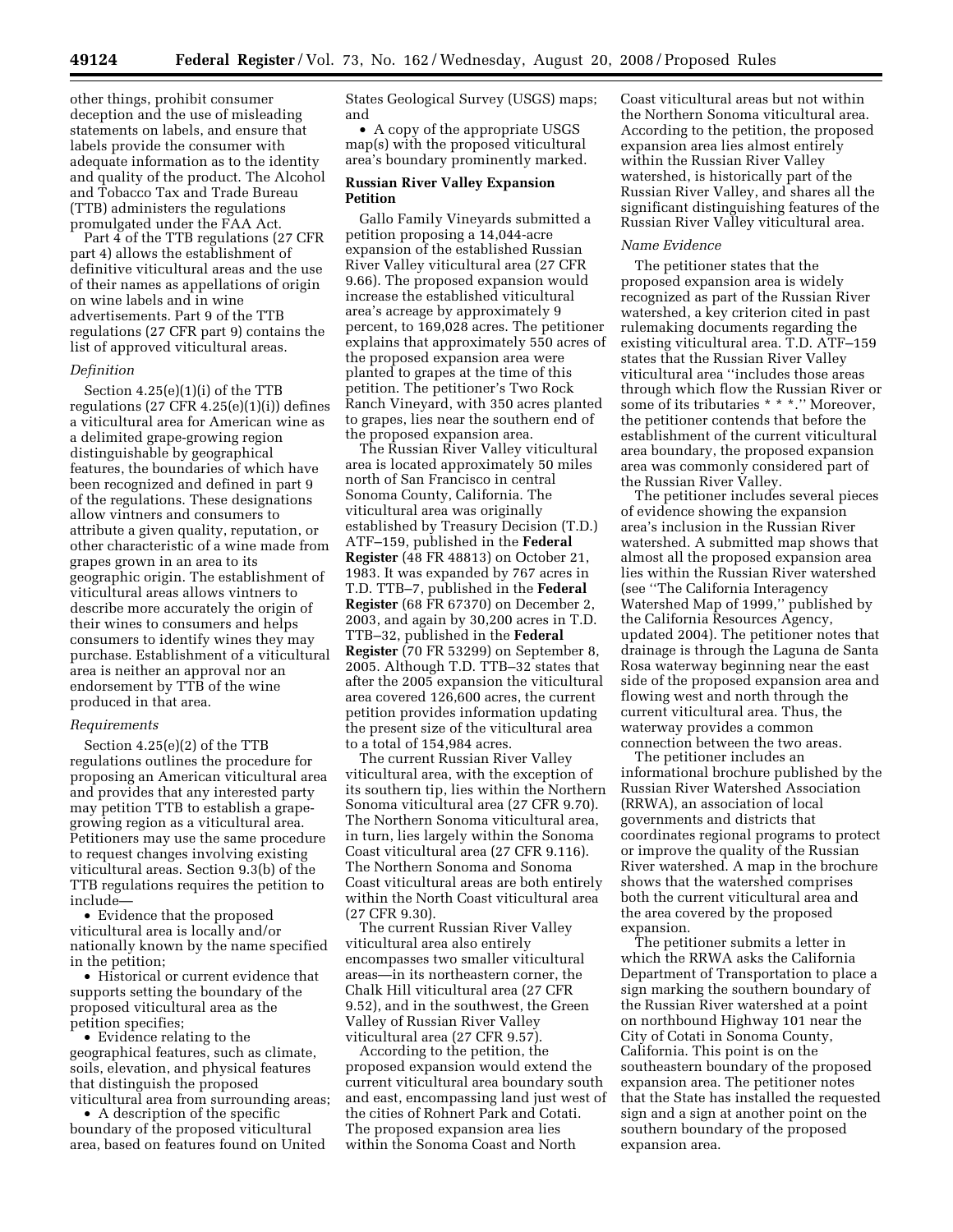other things, prohibit consumer deception and the use of misleading statements on labels, and ensure that labels provide the consumer with adequate information as to the identity and quality of the product. The Alcohol and Tobacco Tax and Trade Bureau (TTB) administers the regulations promulgated under the FAA Act.

Part 4 of the TTB regulations (27 CFR part 4) allows the establishment of definitive viticultural areas and the use of their names as appellations of origin on wine labels and in wine advertisements. Part 9 of the TTB regulations (27 CFR part 9) contains the list of approved viticultural areas.

*Definition*

Section 4.25(e)(1)(i) of the TTB regulations (27 CFR 4.25(e)(1)(i)) defines a viticultural area for American wine as a delimited grape-growing region distinguishable by geographical features, the boundaries of which have been recognized and defined in part 9 of the regulations. These designations allow vintners and consumers to attribute a given quality, reputation, or other characteristic of a wine made from grapes grown in an area to its geographic origin. The establishment of viticultural areas allows vintners to describe more accurately the origin of their wines to consumers and helps consumers to identify wines they may purchase. Establishment of a viticultural area is neither an approval nor an endorsement by TTB of the wine produced in that area.

*Requirements*

Section 4.25(e)(2) of the TTB regulations outlines the procedure for proposing an American viticultural area and provides that any interested party may petition TTB to establish a grape-growing region as a viticultural area. Petitioners may use the same procedure to request changes involving existing viticultural areas. Section 9.3(b) of the TTB regulations requires the petition to include—

- Evidence that the proposed viticultural area is locally and/or nationally known by the name specified in the petition;
- Historical or current evidence that supports setting the boundary of the proposed viticultural area as the petition specifies;
- Evidence relating to the geographical features, such as climate, soils, elevation, and physical features that distinguish the proposed viticultural area from surrounding areas;
- A description of the specific boundary of the proposed viticultural area, based on features found on United States Geological Survey (USGS) maps; and
- A copy of the appropriate USGS map(s) with the proposed viticultural area's boundary prominently marked.

**Russian River Valley Expansion Petition**

Gallo Family Vineyards submitted a petition proposing a 14,044-acre expansion of the established Russian River Valley viticultural area (27 CFR 9.66). The proposed expansion would increase the established viticultural area's acreage by approximately 9 percent, to 169,028 acres. The petitioner explains that approximately 550 acres of the proposed expansion area were planted to grapes at the time of this petition. The petitioner's Two Rock Ranch Vineyard, with 350 acres planted to grapes, lies near the southern end of the proposed expansion area.

The Russian River Valley viticultural area is located approximately 50 miles north of San Francisco in central Sonoma County, California. The viticultural area was originally established by Treasury Decision (T.D.) ATF–159, published in the **Federal Register** (48 FR 48813) on October 21, 1983. It was expanded by 767 acres in T.D. TTB–7, published in the **Federal Register** (68 FR 67370) on December 2, 2003, and again by 30,200 acres in T.D. TTB–32, published in the **Federal Register** (70 FR 53299) on September 8, 2005. Although T.D. TTB–32 states that after the 2005 expansion the viticultural area covered 126,600 acres, the current petition provides information updating the present size of the viticultural area to a total of 154,984 acres.

The current Russian River Valley viticultural area, with the exception of its southern tip, lies within the Northern Sonoma viticultural area (27 CFR 9.70). The Northern Sonoma viticultural area, in turn, lies largely within the Sonoma Coast viticultural area (27 CFR 9.116). The Northern Sonoma and Sonoma Coast viticultural areas are both entirely within the North Coast viticultural area (27 CFR 9.30).

The current Russian River Valley viticultural area also entirely encompasses two smaller viticultural areas—in its northeastern corner, the Chalk Hill viticultural area (27 CFR 9.52), and in the southwest, the Green Valley of Russian River Valley viticultural area (27 CFR 9.57).

According to the petition, the proposed expansion would extend the current viticultural area boundary south and east, encompassing land just west of the cities of Rohnert Park and Cotati. The proposed expansion area lies within the Sonoma Coast and North Coast viticultural areas but not within the Northern Sonoma viticultural area. According to the petition, the proposed expansion area lies almost entirely within the Russian River Valley watershed, is historically part of the Russian River Valley, and shares all the significant distinguishing features of the Russian River Valley viticultural area.

*Name Evidence*

The petitioner states that the proposed expansion area is widely recognized as part of the Russian River watershed, a key criterion cited in past rulemaking documents regarding the existing viticultural area. T.D. ATF–159 states that the Russian River Valley viticultural area "includes those areas through which flow the Russian River or some of its tributaries * * *." Moreover, the petitioner contends that before the establishment of the current viticultural area boundary, the proposed expansion area was commonly considered part of the Russian River Valley.

The petitioner includes several pieces of evidence showing the expansion area's inclusion in the Russian River watershed. A submitted map shows that almost all the proposed expansion area lies within the Russian River watershed (see "The California Interagency Watershed Map of 1999," published by the California Resources Agency, updated 2004). The petitioner notes that drainage is through the Laguna de Santa Rosa waterway beginning near the east side of the proposed expansion area and flowing west and north through the current viticultural area. Thus, the waterway provides a common connection between the two areas.

The petitioner includes an informational brochure published by the Russian River Watershed Association (RRWA), an association of local governments and districts that coordinates regional programs to protect or improve the quality of the Russian River watershed. A map in the brochure shows that the watershed comprises both the current viticultural area and the area covered by the proposed expansion.

The petitioner submits a letter in which the RRWA asks the California Department of Transportation to place a sign marking the southern boundary of the Russian River watershed at a point on northbound Highway 101 near the City of Cotati in Sonoma County, California. This point is on the southeastern boundary of the proposed expansion area. The petitioner notes that the State has installed the requested sign and a sign at another point on the southern boundary of the proposed expansion area.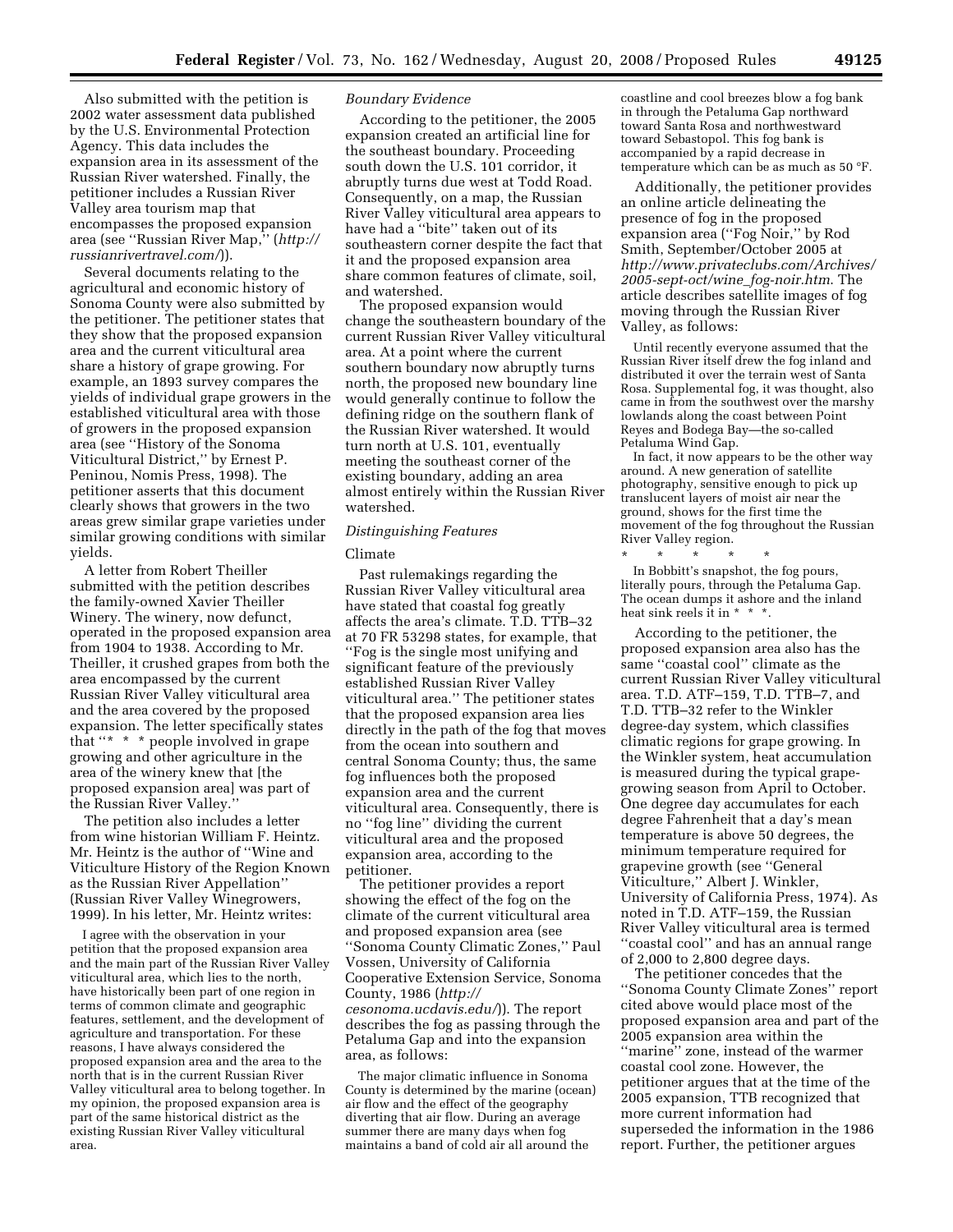Also submitted with the petition is 2002 water assessment data published by the U.S. Environmental Protection Agency. This data includes the expansion area in its assessment of the Russian River watershed. Finally, the petitioner includes a Russian River Valley area tourism map that encompasses the proposed expansion area (see ''Russian River Map,'' (*http://russianrivertravel.com/*)).

Several documents relating to the agricultural and economic history of Sonoma County were also submitted by the petitioner. The petitioner states that they show that the proposed expansion area and the current viticultural area share a history of grape growing. For example, an 1893 survey compares the yields of individual grape growers in the established viticultural area with those of growers in the proposed expansion area (see ''History of the Sonoma Viticultural District,'' by Ernest P. Peninou, Nomis Press, 1998). The petitioner asserts that this document clearly shows that growers in the two areas grew similar grape varieties under similar growing conditions with similar yields.

A letter from Robert Theiller submitted with the petition describes the family-owned Xavier Theiller Winery. The winery, now defunct, operated in the proposed expansion area from 1904 to 1938. According to Mr. Theiller, it crushed grapes from both the area encompassed by the current Russian River Valley viticultural area and the area covered by the proposed expansion. The letter specifically states that ''* * * people involved in grape growing and other agriculture in the area of the winery knew that [the proposed expansion area] was part of the Russian River Valley.''

The petition also includes a letter from wine historian William F. Heintz. Mr. Heintz is the author of ''Wine and Viticulture History of the Region Known as the Russian River Appellation'' (Russian River Valley Winegrowers, 1999). In his letter, Mr. Heintz writes:

> I agree with the observation in your petition that the proposed expansion area and the main part of the Russian River Valley viticultural area, which lies to the north, have historically been part of one region in terms of common climate and geographic features, settlement, and the development of agriculture and transportation. For these reasons, I have always considered the proposed expansion area and the area to the north that is in the current Russian River Valley viticultural area to belong together. In my opinion, the proposed expansion area is part of the same historical district as the existing Russian River Valley viticultural area.

*Boundary Evidence*

According to the petitioner, the 2005 expansion created an artificial line for the southeast boundary. Proceeding south down the U.S. 101 corridor, it abruptly turns due west at Todd Road. Consequently, on a map, the Russian River Valley viticultural area appears to have had a ''bite'' taken out of its southeastern corner despite the fact that it and the proposed expansion area share common features of climate, soil, and watershed.

The proposed expansion would change the southeastern boundary of the current Russian River Valley viticultural area. At a point where the current southern boundary now abruptly turns north, the proposed new boundary line would generally continue to follow the defining ridge on the southern flank of the Russian River watershed. It would turn north at U.S. 101, eventually meeting the southeast corner of the existing boundary, adding an area almost entirely within the Russian River watershed.

*Distinguishing Features*

Climate

Past rulemakings regarding the Russian River Valley viticultural area have stated that coastal fog greatly affects the area's climate. T.D. TTB–32 at 70 FR 53298 states, for example, that ''Fog is the single most unifying and significant feature of the previously established Russian River Valley viticultural area.'' The petitioner states that the proposed expansion area lies directly in the path of the fog that moves from the ocean into southern and central Sonoma County; thus, the same fog influences both the proposed expansion area and the current viticultural area. Consequently, there is no ''fog line'' dividing the current viticultural area and the proposed expansion area, according to the petitioner.

The petitioner provides a report showing the effect of the fog on the climate of the current viticultural area and proposed expansion area (see ''Sonoma County Climatic Zones,'' Paul Vossen, University of California Cooperative Extension Service, Sonoma County, 1986 (*http://cesonoma.ucdavis.edu/*)). The report describes the fog as passing through the Petaluma Gap and into the expansion area, as follows:

> The major climatic influence in Sonoma County is determined by the marine (ocean) air flow and the effect of the geography diverting that air flow. During an average summer there are many days when fog maintains a band of cold air all around the coastline and cool breezes blow a fog bank in through the Petaluma Gap northward toward Santa Rosa and northwestward toward Sebastopol. This fog bank is accompanied by a rapid decrease in temperature which can be as much as 50 °F.

Additionally, the petitioner provides an online article delineating the presence of fog in the proposed expansion area (''Fog Noir,'' by Rod Smith, September/October 2005 at *http://www.privateclubs.com/Archives/2005-sept-oct/wine_fog-noir.htm*. The article describes satellite images of fog moving through the Russian River Valley, as follows:

> Until recently everyone assumed that the Russian River itself drew the fog inland and distributed it over the terrain west of Santa Rosa. Supplemental fog, it was thought, also came in from the southwest over the marshy lowlands along the coast between Point Reyes and Bodega Bay—the so-called Petaluma Wind Gap.
>
> In fact, it now appears to be the other way around. A new generation of satellite photography, sensitive enough to pick up translucent layers of moist air near the ground, shows for the first time the movement of the fog throughout the Russian River Valley region.
>
> \* \* \* \* \*
>
> In Bobbitt's snapshot, the fog pours, literally pours, through the Petaluma Gap. The ocean dumps it ashore and the inland heat sink reels it in \* \* \*.

According to the petitioner, the proposed expansion area also has the same ''coastal cool'' climate as the current Russian River Valley viticultural area. T.D. ATF–159, T.D. TTB–7, and T.D. TTB–32 refer to the Winkler degree-day system, which classifies climatic regions for grape growing. In the Winkler system, heat accumulation is measured during the typical grape-growing season from April to October. One degree day accumulates for each degree Fahrenheit that a day's mean temperature is above 50 degrees, the minimum temperature required for grapevine growth (see ''General Viticulture,'' Albert J. Winkler, University of California Press, 1974). As noted in T.D. ATF–159, the Russian River Valley viticultural area is termed ''coastal cool'' and has an annual range of 2,000 to 2,800 degree days.

The petitioner concedes that the ''Sonoma County Climate Zones'' report cited above would place most of the proposed expansion area and part of the 2005 expansion area within the ''marine'' zone, instead of the warmer coastal cool zone. However, the petitioner argues that at the time of the 2005 expansion, TTB recognized that more current information had superseded the information in the 1986 report. Further, the petitioner argues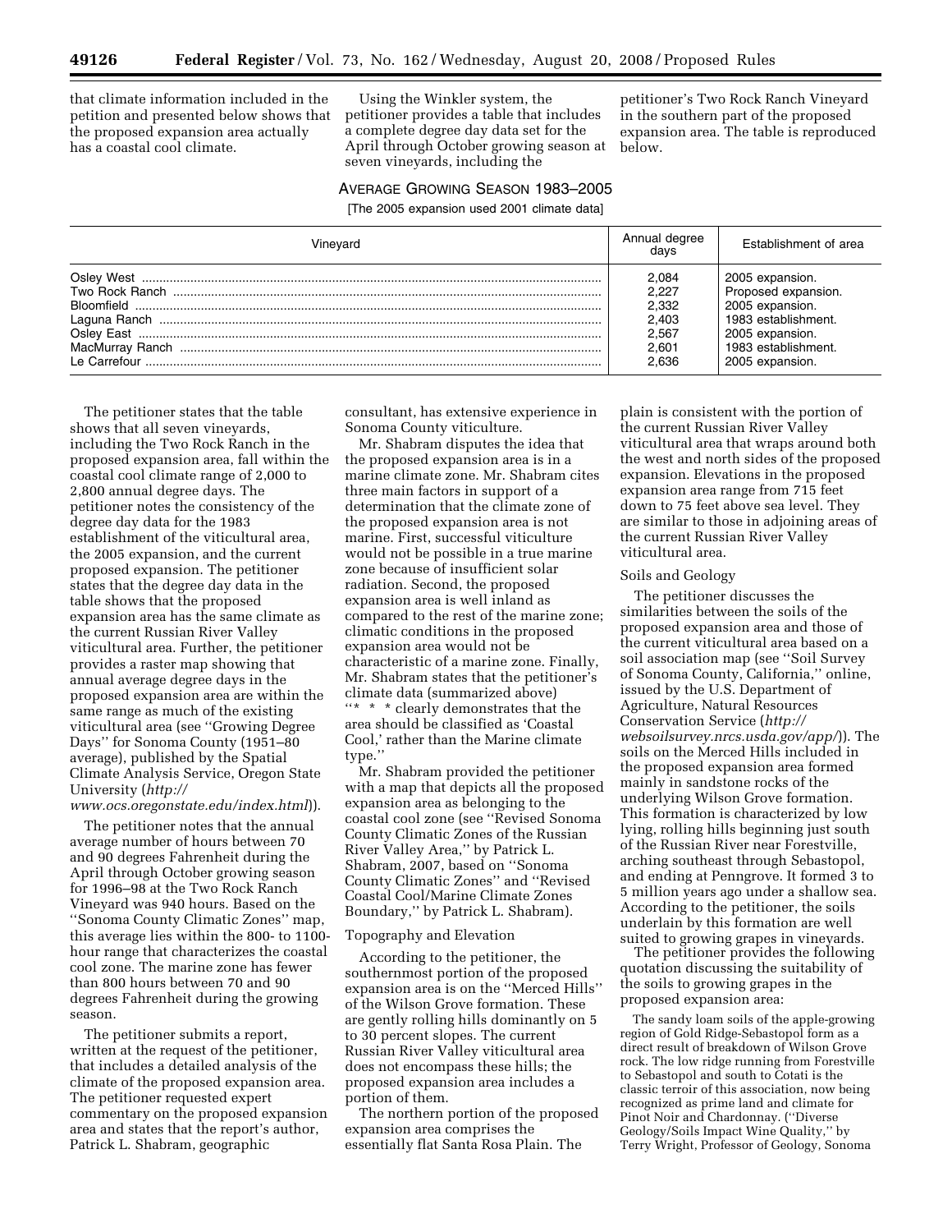that climate information included in the petition and presented below shows that the proposed expansion area actually has a coastal cool climate.

Using the Winkler system, the petitioner provides a table that includes a complete degree day data set for the April through October growing season at seven vineyards, including the petitioner's Two Rock Ranch Vineyard in the southern part of the proposed expansion area. The table is reproduced below.

AVERAGE GROWING SEASON 1983–2005

[The 2005 expansion used 2001 climate data]

| Vineyard | Annual degree days | Establishment of area |
|---|---|---|
| Osley West | 2,084 | 2005 expansion. |
| Two Rock Ranch | 2,227 | Proposed expansion. |
| Bloomfield | 2,332 | 2005 expansion. |
| Laguna Ranch | 2,403 | 1983 establishment. |
| Osley East | 2,567 | 2005 expansion. |
| MacMurray Ranch | 2,601 | 1983 establishment. |
| Le Carrefour | 2,636 | 2005 expansion. |

The petitioner states that the table shows that all seven vineyards, including the Two Rock Ranch in the proposed expansion area, fall within the coastal cool climate range of 2,000 to 2,800 annual degree days. The petitioner notes the consistency of the degree day data for the 1983 establishment of the viticultural area, the 2005 expansion, and the current proposed expansion. The petitioner states that the degree day data in the table shows that the proposed expansion area has the same climate as the current Russian River Valley viticultural area. Further, the petitioner provides a raster map showing that annual average degree days in the proposed expansion area are within the same range as much of the existing viticultural area (see ''Growing Degree Days'' for Sonoma County (1951–80 average), published by the Spatial Climate Analysis Service, Oregon State University (*http://www.ocs.oregonstate.edu/index.html*)).

The petitioner notes that the annual average number of hours between 70 and 90 degrees Fahrenheit during the April through October growing season for 1996–98 at the Two Rock Ranch Vineyard was 940 hours. Based on the ''Sonoma County Climatic Zones'' map, this average lies within the 800- to 1100-hour range that characterizes the coastal cool zone. The marine zone has fewer than 800 hours between 70 and 90 degrees Fahrenheit during the growing season.

The petitioner submits a report, written at the request of the petitioner, that includes a detailed analysis of the climate of the proposed expansion area. The petitioner requested expert commentary on the proposed expansion area and states that the report's author, Patrick L. Shabram, geographic consultant, has extensive experience in Sonoma County viticulture.

Mr. Shabram disputes the idea that the proposed expansion area is in a marine climate zone. Mr. Shabram cites three main factors in support of a determination that the climate zone of the proposed expansion area is not marine. First, successful viticulture would not be possible in a true marine zone because of insufficient solar radiation. Second, the proposed expansion area is well inland as compared to the rest of the marine zone; climatic conditions in the proposed expansion area would not be characteristic of a marine zone. Finally, Mr. Shabram states that the petitioner's climate data (summarized above) ''* * * clearly demonstrates that the area should be classified as 'Coastal Cool,' rather than the Marine climate type.''

Mr. Shabram provided the petitioner with a map that depicts all the proposed expansion area as belonging to the coastal cool zone (see ''Revised Sonoma County Climatic Zones of the Russian River Valley Area,'' by Patrick L. Shabram, 2007, based on ''Sonoma County Climatic Zones'' and ''Revised Coastal Cool/Marine Climate Zones Boundary,'' by Patrick L. Shabram).

Topography and Elevation

According to the petitioner, the southernmost portion of the proposed expansion area is on the ''Merced Hills'' of the Wilson Grove formation. These are gently rolling hills dominantly on 5 to 30 percent slopes. The current Russian River Valley viticultural area does not encompass these hills; the proposed expansion area includes a portion of them.

The northern portion of the proposed expansion area comprises the essentially flat Santa Rosa Plain. The plain is consistent with the portion of the current Russian River Valley viticultural area that wraps around both the west and north sides of the proposed expansion. Elevations in the proposed expansion area range from 715 feet down to 75 feet above sea level. They are similar to those in adjoining areas of the current Russian River Valley viticultural area.

Soils and Geology

The petitioner discusses the similarities between the soils of the proposed expansion area and those of the current viticultural area based on a soil association map (see ''Soil Survey of Sonoma County, California,'' online, issued by the U.S. Department of Agriculture, Natural Resources Conservation Service (*http://websoilsurvey.nrcs.usda.gov/app/*)). The soils on the Merced Hills included in the proposed expansion area formed mainly in sandstone rocks of the underlying Wilson Grove formation. This formation is characterized by low lying, rolling hills beginning just south of the Russian River near Forestville, arching southeast through Sebastopol, and ending at Penngrove. It formed 3 to 5 million years ago under a shallow sea. According to the petitioner, the soils underlain by this formation are well suited to growing grapes in vineyards.

The petitioner provides the following quotation discussing the suitability of the soils to growing grapes in the proposed expansion area:

The sandy loam soils of the apple-growing region of Gold Ridge-Sebastopol form as a direct result of breakdown of Wilson Grove rock. The low ridge running from Forestville to Sebastopol and south to Cotati is the classic terroir of this association, now being recognized as prime land and climate for Pinot Noir and Chardonnay. (''Diverse Geology/Soils Impact Wine Quality,'' by Terry Wright, Professor of Geology, Sonoma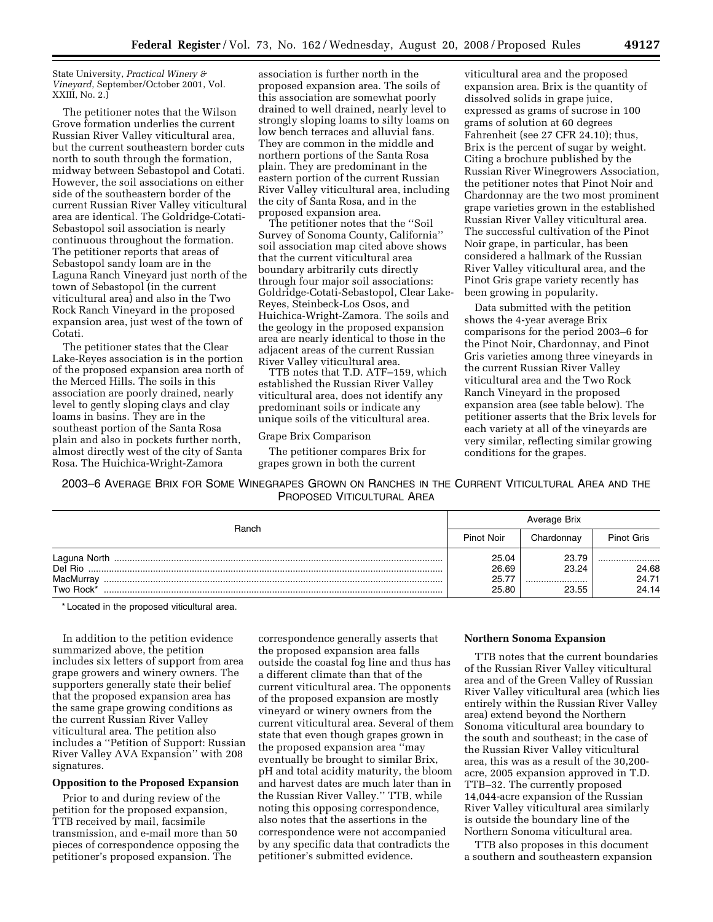State University, *Practical Winery & Vineyard*, September/October 2001, Vol. XXIII, No. 2.)

The petitioner notes that the Wilson Grove formation underlies the current Russian River Valley viticultural area, but the current southeastern border cuts north to south through the formation, midway between Sebastopol and Cotati. However, the soil associations on either side of the southeastern border of the current Russian River Valley viticultural area are identical. The Goldridge-Cotati-Sebastopol soil association is nearly continuous throughout the formation. The petitioner reports that areas of Sebastopol sandy loam are in the Laguna Ranch Vineyard just north of the town of Sebastopol (in the current viticultural area) and also in the Two Rock Ranch Vineyard in the proposed expansion area, just west of the town of Cotati.

The petitioner states that the Clear Lake-Reyes association is in the portion of the proposed expansion area north of the Merced Hills. The soils in this association are poorly drained, nearly level to gently sloping clays and clay loams in basins. They are in the southeast portion of the Santa Rosa plain and also in pockets further north, almost directly west of the city of Santa Rosa. The Huichica-Wright-Zamora association is further north in the proposed expansion area. The soils of this association are somewhat poorly drained to well drained, nearly level to strongly sloping loams to silty loams on low bench terraces and alluvial fans. They are common in the middle and northern portions of the Santa Rosa plain. They are predominant in the eastern portion of the current Russian River Valley viticultural area, including the city of Santa Rosa, and in the proposed expansion area.

The petitioner notes that the ''Soil Survey of Sonoma County, California'' soil association map cited above shows that the current viticultural area boundary arbitrarily cuts directly through four major soil associations: Goldridge-Cotati-Sebastopol, Clear Lake-Reyes, Steinbeck-Los Osos, and Huichica-Wright-Zamora. The soils and the geology in the proposed expansion area are nearly identical to those in the adjacent areas of the current Russian River Valley viticultural area.

TTB notes that T.D. ATF–159, which established the Russian River Valley viticultural area, does not identify any predominant soils or indicate any unique soils of the viticultural area.

Grape Brix Comparison

The petitioner compares Brix for grapes grown in both the current viticultural area and the proposed expansion area. Brix is the quantity of dissolved solids in grape juice, expressed as grams of sucrose in 100 grams of solution at 60 degrees Fahrenheit (see 27 CFR 24.10); thus, Brix is the percent of sugar by weight. Citing a brochure published by the Russian River Winegrowers Association, the petitioner notes that Pinot Noir and Chardonnay are the two most prominent grape varieties grown in the established Russian River Valley viticultural area. The successful cultivation of the Pinot Noir grape, in particular, has been considered a hallmark of the Russian River Valley viticultural area, and the Pinot Gris grape variety recently has been growing in popularity.

Data submitted with the petition shows the 4-year average Brix comparisons for the period 2003–6 for the Pinot Noir, Chardonnay, and Pinot Gris varieties among three vineyards in the current Russian River Valley viticultural area and the Two Rock Ranch Vineyard in the proposed expansion area (see table below). The petitioner asserts that the Brix levels for each variety at all of the vineyards are very similar, reflecting similar growing conditions for the grapes.

2003–6 AVERAGE BRIX FOR SOME WINEGRAPES GROWN ON RANCHES IN THE CURRENT VITICULTURAL AREA AND THE PROPOSED VITICULTURAL AREA

| Ranch | Average Brix | | |
|---|---|---|---|
| | Pinot Noir | Chardonnay | Pinot Gris |
| Laguna North | 25.04 | 23.79 | |
| Del Rio | 26.69 | 23.24 | 24.68 |
| MacMurray | 25.77 | | 24.71 |
| Two Rock* | 25.80 | 23.55 | 24.14 |

\* Located in the proposed viticultural area.

In addition to the petition evidence summarized above, the petition includes six letters of support from area grape growers and winery owners. The supporters generally state their belief that the proposed expansion area has the same grape growing conditions as the current Russian River Valley viticultural area. The petition also includes a ''Petition of Support: Russian River Valley AVA Expansion'' with 208 signatures.

**Opposition to the Proposed Expansion**

Prior to and during review of the petition for the proposed expansion, TTB received by mail, facsimile transmission, and e-mail more than 50 pieces of correspondence opposing the petitioner's proposed expansion. The correspondence generally asserts that the proposed expansion area falls outside the coastal fog line and thus has a different climate than that of the current viticultural area. The opponents of the proposed expansion are mostly vineyard or winery owners from the current viticultural area. Several of them state that even though grapes grown in the proposed expansion area ''may eventually be brought to similar Brix, pH and total acidity maturity, the bloom and harvest dates are much later than in the Russian River Valley.'' TTB, while noting this opposing correspondence, also notes that the assertions in the correspondence were not accompanied by any specific data that contradicts the petitioner's submitted evidence.

**Northern Sonoma Expansion**

TTB notes that the current boundaries of the Russian River Valley viticultural area and of the Green Valley of Russian River Valley viticultural area (which lies entirely within the Russian River Valley area) extend beyond the Northern Sonoma viticultural area boundary to the south and southeast; in the case of the Russian River Valley viticultural area, this was as a result of the 30,200-acre, 2005 expansion approved in T.D. TTB–32. The currently proposed 14,044-acre expansion of the Russian River Valley viticultural area similarly is outside the boundary line of the Northern Sonoma viticultural area.

TTB also proposes in this document a southern and southeastern expansion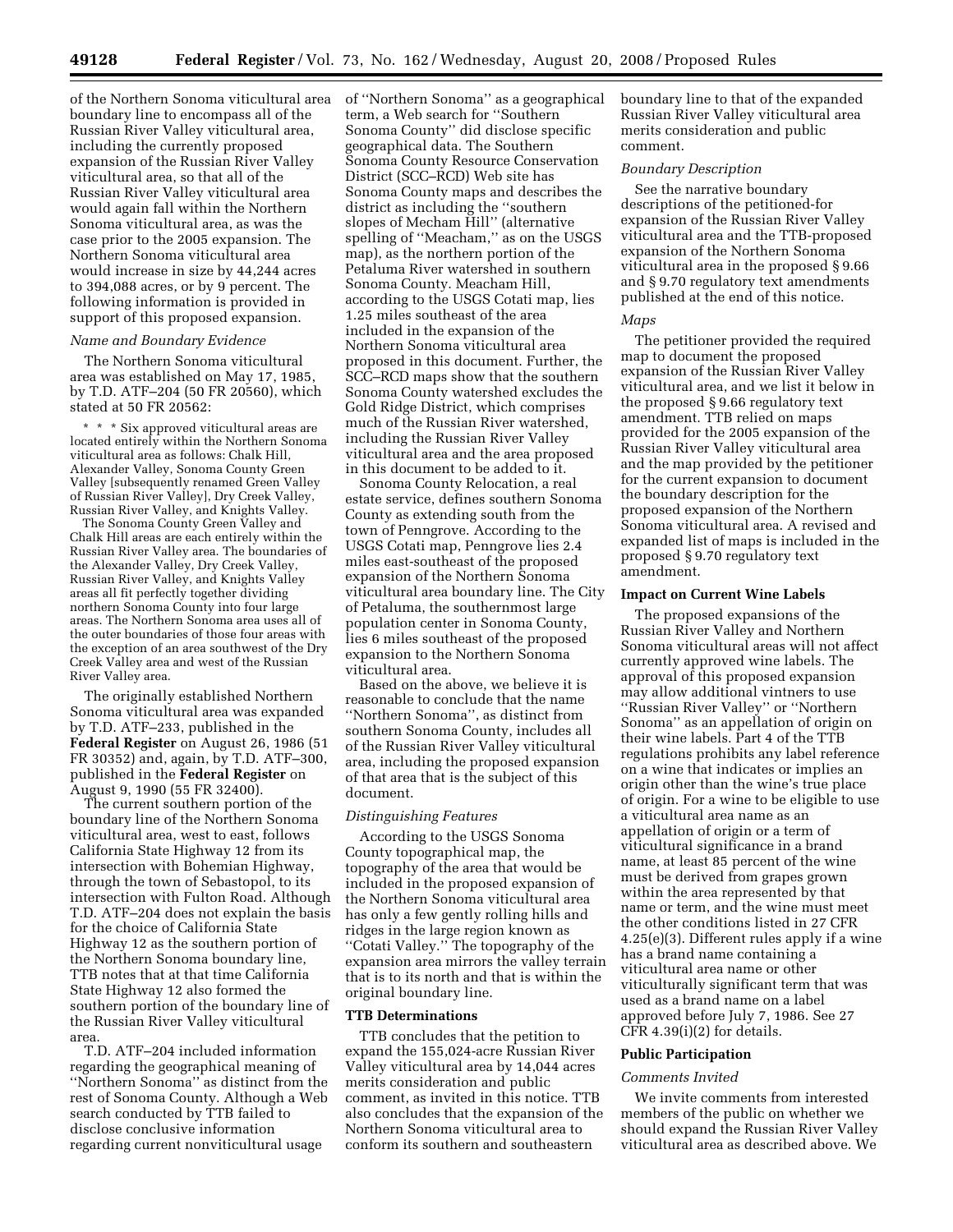of the Northern Sonoma viticultural area boundary line to encompass all of the Russian River Valley viticultural area, including the currently proposed expansion of the Russian River Valley viticultural area, so that all of the Russian River Valley viticultural area would again fall within the Northern Sonoma viticultural area, as was the case prior to the 2005 expansion. The Northern Sonoma viticultural area would increase in size by 44,244 acres to 394,088 acres, or by 9 percent. The following information is provided in support of this proposed expansion.

*Name and Boundary Evidence*

The Northern Sonoma viticultural area was established on May 17, 1985, by T.D. ATF–204 (50 FR 20560), which stated at 50 FR 20562:

> * * * Six approved viticultural areas are located entirely within the Northern Sonoma viticultural area as follows: Chalk Hill, Alexander Valley, Sonoma County Green Valley [subsequently renamed Green Valley of Russian River Valley], Dry Creek Valley, Russian River Valley, and Knights Valley.
>
> The Sonoma County Green Valley and Chalk Hill areas are each entirely within the Russian River Valley area. The boundaries of the Alexander Valley, Dry Creek Valley, Russian River Valley, and Knights Valley areas all fit perfectly together dividing northern Sonoma County into four large areas. The Northern Sonoma area uses all of the outer boundaries of those four areas with the exception of an area southwest of the Dry Creek Valley area and west of the Russian River Valley area.

The originally established Northern Sonoma viticultural area was expanded by T.D. ATF–233, published in the **Federal Register** on August 26, 1986 (51 FR 30352) and, again, by T.D. ATF–300, published in the **Federal Register** on August 9, 1990 (55 FR 32400).

The current southern portion of the boundary line of the Northern Sonoma viticultural area, west to east, follows California State Highway 12 from its intersection with Bohemian Highway, through the town of Sebastopol, to its intersection with Fulton Road. Although T.D. ATF–204 does not explain the basis for the choice of California State Highway 12 as the southern portion of the Northern Sonoma boundary line, TTB notes that at that time California State Highway 12 also formed the southern portion of the boundary line of the Russian River Valley viticultural area.

T.D. ATF–204 included information regarding the geographical meaning of "Northern Sonoma" as distinct from the rest of Sonoma County. Although a Web search conducted by TTB failed to disclose conclusive information regarding current nonviticultural usage of "Northern Sonoma" as a geographical term, a Web search for "Southern Sonoma County" did disclose specific geographical data. The Southern Sonoma County Resource Conservation District (SCC–RCD) Web site has Sonoma County maps and describes the district as including the "southern slopes of Mecham Hill" (alternative spelling of "Meacham," as on the USGS map), as the northern portion of the Petaluma River watershed in southern Sonoma County. Meacham Hill, according to the USGS Cotati map, lies 1.25 miles southeast of the area included in the expansion of the Northern Sonoma viticultural area proposed in this document. Further, the SCC–RCD maps show that the southern Sonoma County watershed excludes the Gold Ridge District, which comprises much of the Russian River watershed, including the Russian River Valley viticultural area and the area proposed in this document to be added to it.

Sonoma County Relocation, a real estate service, defines southern Sonoma County as extending south from the town of Penngrove. According to the USGS Cotati map, Penngrove lies 2.4 miles east-southeast of the proposed expansion of the Northern Sonoma viticultural area boundary line. The City of Petaluma, the southernmost large population center in Sonoma County, lies 6 miles southeast of the proposed expansion to the Northern Sonoma viticultural area.

Based on the above, we believe it is reasonable to conclude that the name "Northern Sonoma", as distinct from southern Sonoma County, includes all of the Russian River Valley viticultural area, including the proposed expansion of that area that is the subject of this document.

*Distinguishing Features*

According to the USGS Sonoma County topographical map, the topography of the area that would be included in the proposed expansion of the Northern Sonoma viticultural area has only a few gently rolling hills and ridges in the large region known as "Cotati Valley." The topography of the expansion area mirrors the valley terrain that is to its north and that is within the original boundary line.

## TTB Determinations

TTB concludes that the petition to expand the 155,024-acre Russian River Valley viticultural area by 14,044 acres merits consideration and public comment, as invited in this notice. TTB also concludes that the expansion of the Northern Sonoma viticultural area to conform its southern and southeastern boundary line to that of the expanded Russian River Valley viticultural area merits consideration and public comment.

*Boundary Description*

See the narrative boundary descriptions of the petitioned-for expansion of the Russian River Valley viticultural area and the TTB-proposed expansion of the Northern Sonoma viticultural area in the proposed § 9.66 and § 9.70 regulatory text amendments published at the end of this notice.

*Maps*

The petitioner provided the required map to document the proposed expansion of the Russian River Valley viticultural area, and we list it below in the proposed § 9.66 regulatory text amendment. TTB relied on maps provided for the 2005 expansion of the Russian River Valley viticultural area and the map provided by the petitioner for the current expansion to document the boundary description for the proposed expansion of the Northern Sonoma viticultural area. A revised and expanded list of maps is included in the proposed § 9.70 regulatory text amendment.

## Impact on Current Wine Labels

The proposed expansions of the Russian River Valley and Northern Sonoma viticultural areas will not affect currently approved wine labels. The approval of this proposed expansion may allow additional vintners to use "Russian River Valley" or "Northern Sonoma" as an appellation of origin on their wine labels. Part 4 of the TTB regulations prohibits any label reference on a wine that indicates or implies an origin other than the wine's true place of origin. For a wine to be eligible to use a viticultural area name as an appellation of origin or a term of viticultural significance in a brand name, at least 85 percent of the wine must be derived from grapes grown within the area represented by that name or term, and the wine must meet the other conditions listed in 27 CFR 4.25(e)(3). Different rules apply if a wine has a brand name containing a viticultural area name or other viticulturally significant term that was used as a brand name on a label approved before July 7, 1986. See 27 CFR 4.39(i)(2) for details.

## Public Participation

*Comments Invited*

We invite comments from interested members of the public on whether we should expand the Russian River Valley viticultural area as described above. We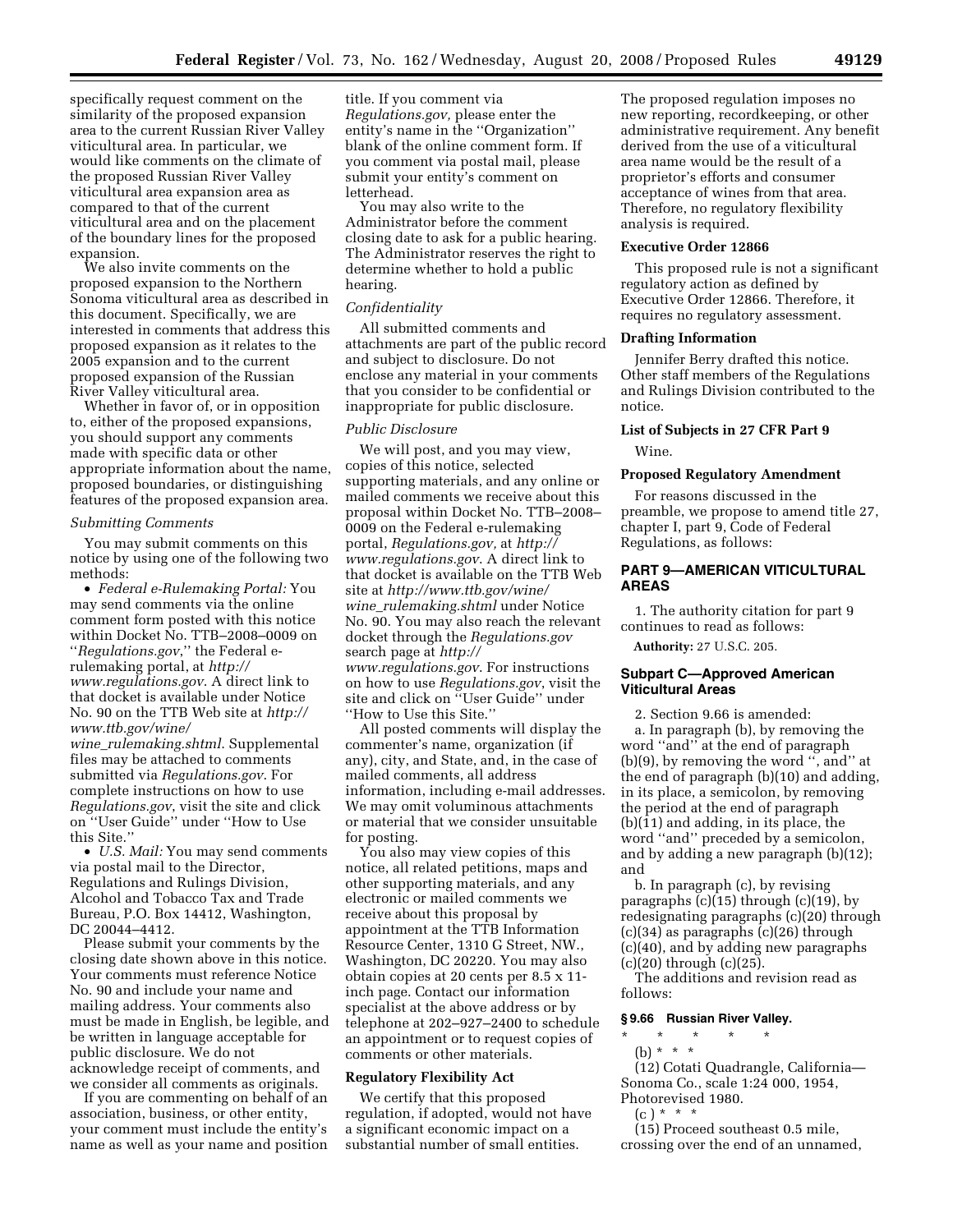specifically request comment on the similarity of the proposed expansion area to the current Russian River Valley viticultural area. In particular, we would like comments on the climate of the proposed Russian River Valley viticultural area expansion area as compared to that of the current viticultural area and on the placement of the boundary lines for the proposed expansion.

We also invite comments on the proposed expansion to the Northern Sonoma viticultural area as described in this document. Specifically, we are interested in comments that address this proposed expansion as it relates to the 2005 expansion and to the current proposed expansion of the Russian River Valley viticultural area.

Whether in favor of, or in opposition to, either of the proposed expansions, you should support any comments made with specific data or other appropriate information about the name, proposed boundaries, or distinguishing features of the proposed expansion area.

*Submitting Comments*

You may submit comments on this notice by using one of the following two methods:

- *Federal e-Rulemaking Portal:* You may send comments via the online comment form posted with this notice within Docket No. TTB–2008–0009 on "*Regulations.gov*," the Federal e-rulemaking portal, at *http://www.regulations.gov*. A direct link to that docket is available under Notice No. 90 on the TTB Web site at *http://www.ttb.gov/wine/wine_rulemaking.shtml*. Supplemental files may be attached to comments submitted via *Regulations.gov*. For complete instructions on how to use *Regulations.gov*, visit the site and click on "User Guide" under "How to Use this Site."
- *U.S. Mail:* You may send comments via postal mail to the Director, Regulations and Rulings Division, Alcohol and Tobacco Tax and Trade Bureau, P.O. Box 14412, Washington, DC 20044–4412.

Please submit your comments by the closing date shown above in this notice. Your comments must reference Notice No. 90 and include your name and mailing address. Your comments also must be made in English, be legible, and be written in language acceptable for public disclosure. We do not acknowledge receipt of comments, and we consider all comments as originals.

If you are commenting on behalf of an association, business, or other entity, your comment must include the entity's name as well as your name and position title. If you comment via *Regulations.gov,* please enter the entity's name in the "Organization" blank of the online comment form. If you comment via postal mail, please submit your entity's comment on letterhead.

You may also write to the Administrator before the comment closing date to ask for a public hearing. The Administrator reserves the right to determine whether to hold a public hearing.

*Confidentiality*

All submitted comments and attachments are part of the public record and subject to disclosure. Do not enclose any material in your comments that you consider to be confidential or inappropriate for public disclosure.

*Public Disclosure*

We will post, and you may view, copies of this notice, selected supporting materials, and any online or mailed comments we receive about this proposal within Docket No. TTB–2008–0009 on the Federal e-rulemaking portal, *Regulations.gov,* at *http://www.regulations.gov*. A direct link to that docket is available on the TTB Web site at *http://www.ttb.gov/wine/wine_rulemaking.shtml* under Notice No. 90. You may also reach the relevant docket through the *Regulations.gov* search page at *http://www.regulations.gov*. For instructions on how to use *Regulations.gov*, visit the site and click on "User Guide" under "How to Use this Site."

All posted comments will display the commenter's name, organization (if any), city, and State, and, in the case of mailed comments, all address information, including e-mail addresses. We may omit voluminous attachments or material that we consider unsuitable for posting.

You also may view copies of this notice, all related petitions, maps and other supporting materials, and any electronic or mailed comments we receive about this proposal by appointment at the TTB Information Resource Center, 1310 G Street, NW., Washington, DC 20220. You may also obtain copies at 20 cents per 8.5 x 11-inch page. Contact our information specialist at the above address or by telephone at 202–927–2400 to schedule an appointment or to request copies of comments or other materials.

**Regulatory Flexibility Act**

We certify that this proposed regulation, if adopted, would not have a significant economic impact on a substantial number of small entities. The proposed regulation imposes no new reporting, recordkeeping, or other administrative requirement. Any benefit derived from the use of a viticultural area name would be the result of a proprietor's efforts and consumer acceptance of wines from that area. Therefore, no regulatory flexibility analysis is required.

**Executive Order 12866**

This proposed rule is not a significant regulatory action as defined by Executive Order 12866. Therefore, it requires no regulatory assessment.

**Drafting Information**

Jennifer Berry drafted this notice. Other staff members of the Regulations and Rulings Division contributed to the notice.

**List of Subjects in 27 CFR Part 9**

Wine.

**Proposed Regulatory Amendment**

For reasons discussed in the preamble, we propose to amend title 27, chapter I, part 9, Code of Federal Regulations, as follows:

## PART 9—AMERICAN VITICULTURAL AREAS

1. The authority citation for part 9 continues to read as follows:

**Authority:** 27 U.S.C. 205.

### Subpart C—Approved American Viticultural Areas

2. Section 9.66 is amended:

a. In paragraph (b), by removing the word "and" at the end of paragraph (b)(9), by removing the word ", and" at the end of paragraph (b)(10) and adding, in its place, a semicolon, by removing the period at the end of paragraph (b)(11) and adding, in its place, the word "and" preceded by a semicolon, and by adding a new paragraph (b)(12); and

b. In paragraph (c), by revising paragraphs (c)(15) through (c)(19), by redesignating paragraphs (c)(20) through (c)(34) as paragraphs (c)(26) through (c)(40), and by adding new paragraphs (c)(20) through (c)(25).

The additions and revision read as follows:

**§ 9.66 Russian River Valley.**

\* \* \* \* \*

(b) \* \* \*

(12) Cotati Quadrangle, California—Sonoma Co., scale 1:24 000, 1954, Photorevised 1980.

(c ) \* \* \*

(15) Proceed southeast 0.5 mile, crossing over the end of an unnamed,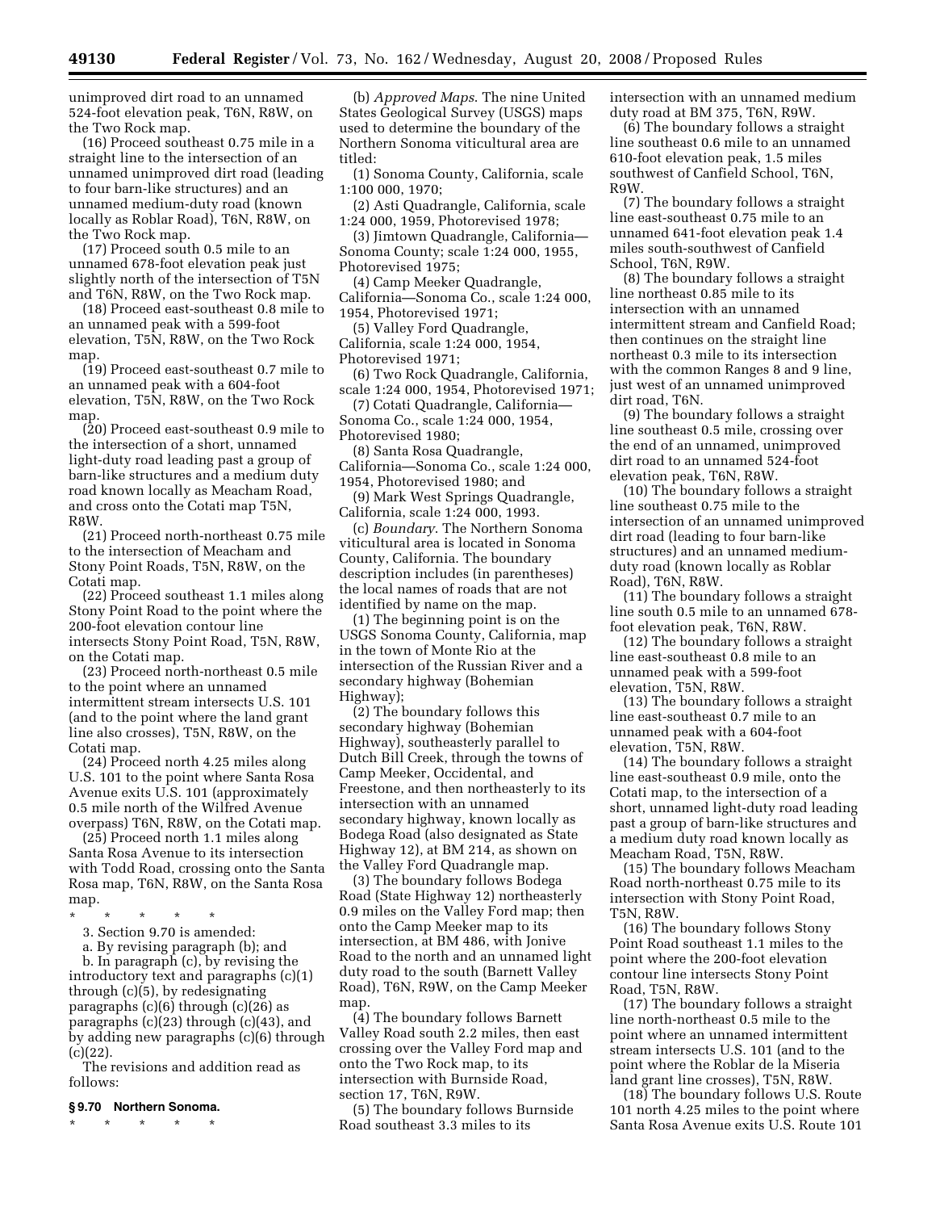unimproved dirt road to an unnamed 524-foot elevation peak, T6N, R8W, on the Two Rock map.

(16) Proceed southeast 0.75 mile in a straight line to the intersection of an unnamed unimproved dirt road (leading to four barn-like structures) and an unnamed medium-duty road (known locally as Roblar Road), T6N, R8W, on the Two Rock map.

(17) Proceed south 0.5 mile to an unnamed 678-foot elevation peak just slightly north of the intersection of T5N and T6N, R8W, on the Two Rock map.

(18) Proceed east-southeast 0.8 mile to an unnamed peak with a 599-foot elevation, T5N, R8W, on the Two Rock map.

(19) Proceed east-southeast 0.7 mile to an unnamed peak with a 604-foot elevation, T5N, R8W, on the Two Rock map.

(20) Proceed east-southeast 0.9 mile to the intersection of a short, unnamed light-duty road leading past a group of barn-like structures and a medium duty road known locally as Meacham Road, and cross onto the Cotati map T5N, R8W.

(21) Proceed north-northeast 0.75 mile to the intersection of Meacham and Stony Point Roads, T5N, R8W, on the Cotati map.

(22) Proceed southeast 1.1 miles along Stony Point Road to the point where the 200-foot elevation contour line intersects Stony Point Road, T5N, R8W, on the Cotati map.

(23) Proceed north-northeast 0.5 mile to the point where an unnamed intermittent stream intersects U.S. 101 (and to the point where the land grant line also crosses), T5N, R8W, on the Cotati map.

(24) Proceed north 4.25 miles along U.S. 101 to the point where Santa Rosa Avenue exits U.S. 101 (approximately 0.5 mile north of the Wilfred Avenue overpass) T6N, R8W, on the Cotati map.

(25) Proceed north 1.1 miles along Santa Rosa Avenue to its intersection with Todd Road, crossing onto the Santa Rosa map, T6N, R8W, on the Santa Rosa map.

\* \* \* \* \*

3. Section 9.70 is amended:

a. By revising paragraph (b); and

b. In paragraph (c), by revising the introductory text and paragraphs (c)(1) through (c)(5), by redesignating paragraphs (c)(6) through (c)(26) as paragraphs (c)(23) through (c)(43), and by adding new paragraphs (c)(6) through (c)(22).

The revisions and addition read as follows:

**§ 9.70 Northern Sonoma.**

\* \* \* \* \*

(b) *Approved Maps*. The nine United States Geological Survey (USGS) maps used to determine the boundary of the Northern Sonoma viticultural area are titled:

(1) Sonoma County, California, scale 1:100 000, 1970;

(2) Asti Quadrangle, California, scale 1:24 000, 1959, Photorevised 1978;

(3) Jimtown Quadrangle, California—Sonoma County; scale 1:24 000, 1955, Photorevised 1975;

(4) Camp Meeker Quadrangle, California—Sonoma Co., scale 1:24 000, 1954, Photorevised 1971;

(5) Valley Ford Quadrangle, California, scale 1:24 000, 1954, Photorevised 1971;

(6) Two Rock Quadrangle, California, scale 1:24 000, 1954, Photorevised 1971;

(7) Cotati Quadrangle, California—Sonoma Co., scale 1:24 000, 1954, Photorevised 1980;

(8) Santa Rosa Quadrangle, California—Sonoma Co., scale 1:24 000, 1954, Photorevised 1980; and

(9) Mark West Springs Quadrangle, California, scale 1:24 000, 1993.

(c) *Boundary*. The Northern Sonoma viticultural area is located in Sonoma County, California. The boundary description includes (in parentheses) the local names of roads that are not identified by name on the map.

(1) The beginning point is on the USGS Sonoma County, California, map in the town of Monte Rio at the intersection of the Russian River and a secondary highway (Bohemian Highway);

(2) The boundary follows this secondary highway (Bohemian Highway), southeasterly parallel to Dutch Bill Creek, through the towns of Camp Meeker, Occidental, and Freestone, and then northeasterly to its intersection with an unnamed secondary highway, known locally as Bodega Road (also designated as State Highway 12), at BM 214, as shown on the Valley Ford Quadrangle map.

(3) The boundary follows Bodega Road (State Highway 12) northeasterly 0.9 miles on the Valley Ford map; then onto the Camp Meeker map to its intersection, at BM 486, with Jonive Road to the north and an unnamed light duty road to the south (Barnett Valley Road), T6N, R9W, on the Camp Meeker map.

(4) The boundary follows Barnett Valley Road south 2.2 miles, then east crossing over the Valley Ford map and onto the Two Rock map, to its intersection with Burnside Road, section 17, T6N, R9W.

(5) The boundary follows Burnside Road southeast 3.3 miles to its intersection with an unnamed medium duty road at BM 375, T6N, R9W.

(6) The boundary follows a straight line southeast 0.6 mile to an unnamed 610-foot elevation peak, 1.5 miles southwest of Canfield School, T6N, R9W.

(7) The boundary follows a straight line east-southeast 0.75 mile to an unnamed 641-foot elevation peak 1.4 miles south-southwest of Canfield School, T6N, R9W.

(8) The boundary follows a straight line northeast 0.85 mile to its intersection with an unnamed intermittent stream and Canfield Road; then continues on the straight line northeast 0.3 mile to its intersection with the common Ranges 8 and 9 line, just west of an unnamed unimproved dirt road, T6N.

(9) The boundary follows a straight line southeast 0.5 mile, crossing over the end of an unnamed, unimproved dirt road to an unnamed 524-foot elevation peak, T6N, R8W.

(10) The boundary follows a straight line southeast 0.75 mile to the intersection of an unnamed unimproved dirt road (leading to four barn-like structures) and an unnamed medium-duty road (known locally as Roblar Road), T6N, R8W.

(11) The boundary follows a straight line south 0.5 mile to an unnamed 678-foot elevation peak, T6N, R8W.

(12) The boundary follows a straight line east-southeast 0.8 mile to an unnamed peak with a 599-foot elevation, T5N, R8W.

(13) The boundary follows a straight line east-southeast 0.7 mile to an unnamed peak with a 604-foot elevation, T5N, R8W.

(14) The boundary follows a straight line east-southeast 0.9 mile, onto the Cotati map, to the intersection of a short, unnamed light-duty road leading past a group of barn-like structures and a medium duty road known locally as Meacham Road, T5N, R8W.

(15) The boundary follows Meacham Road north-northeast 0.75 mile to its intersection with Stony Point Road, T5N, R8W.

(16) The boundary follows Stony Point Road southeast 1.1 miles to the point where the 200-foot elevation contour line intersects Stony Point Road, T5N, R8W.

(17) The boundary follows a straight line north-northeast 0.5 mile to the point where an unnamed intermittent stream intersects U.S. 101 (and to the point where the Roblar de la Miseria land grant line crosses), T5N, R8W.

(18) The boundary follows U.S. Route 101 north 4.25 miles to the point where Santa Rosa Avenue exits U.S. Route 101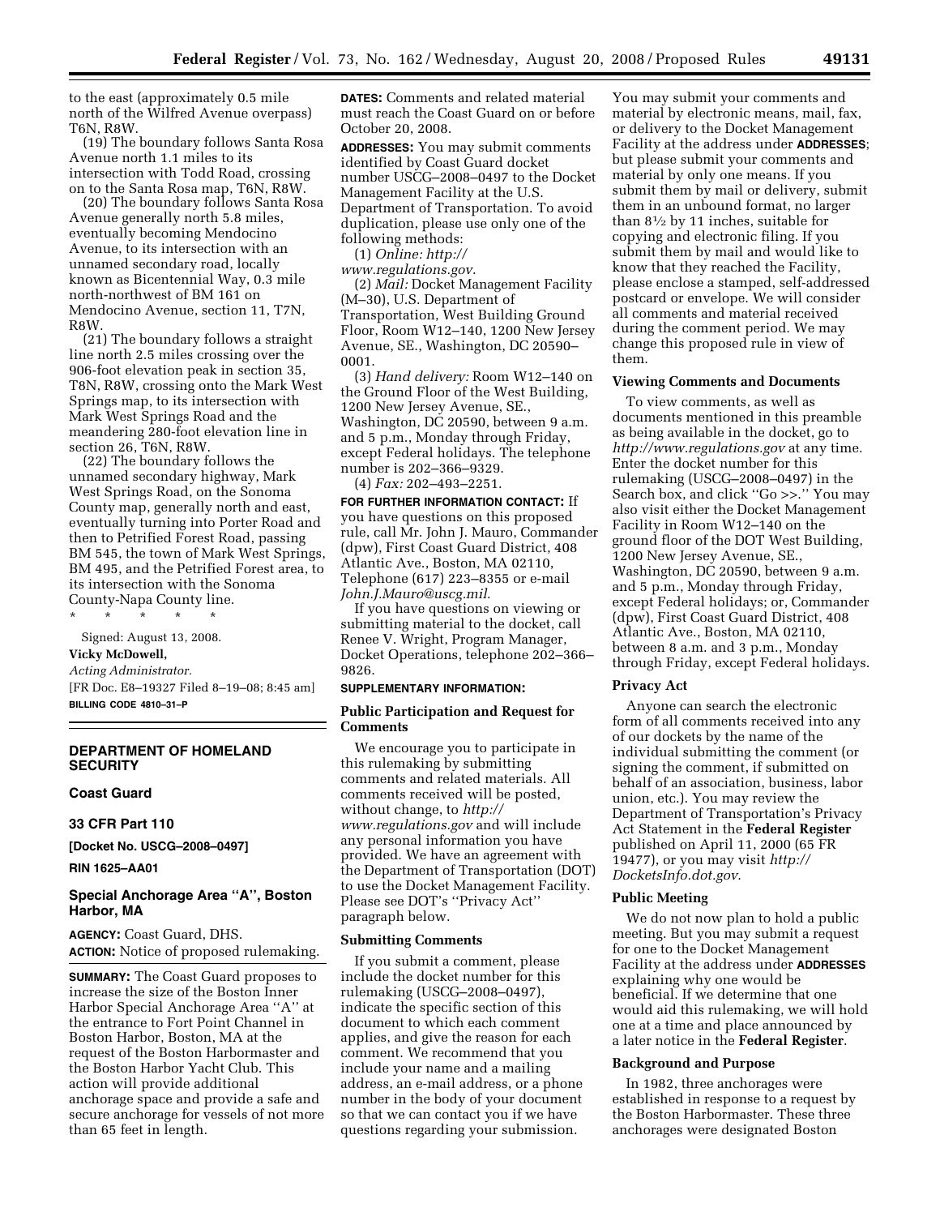to the east (approximately 0.5 mile north of the Wilfred Avenue overpass) T6N, R8W.

(19) The boundary follows Santa Rosa Avenue north 1.1 miles to its intersection with Todd Road, crossing on to the Santa Rosa map, T6N, R8W.

(20) The boundary follows Santa Rosa Avenue generally north 5.8 miles, eventually becoming Mendocino Avenue, to its intersection with an unnamed secondary road, locally known as Bicentennial Way, 0.3 mile north-northwest of BM 161 on Mendocino Avenue, section 11, T7N, R8W.

(21) The boundary follows a straight line north 2.5 miles crossing over the 906-foot elevation peak in section 35, T8N, R8W, crossing onto the Mark West Springs map, to its intersection with Mark West Springs Road and the meandering 280-foot elevation line in section 26, T6N, R8W.

(22) The boundary follows the unnamed secondary highway, Mark West Springs Road, on the Sonoma County map, generally north and east, eventually turning into Porter Road and then to Petrified Forest Road, passing BM 545, the town of Mark West Springs, BM 495, and the Petrified Forest area, to its intersection with the Sonoma County-Napa County line.

\* \* \* \* \*

Signed: August 13, 2008.

**Vicky McDowell,**

*Acting Administrator.*

[FR Doc. E8–19327 Filed 8–19–08; 8:45 am]

**BILLING CODE 4810–31–P**

---

**DEPARTMENT OF HOMELAND SECURITY**

**Coast Guard**

**33 CFR Part 110**

**[Docket No. USCG–2008–0497]**

**RIN 1625–AA01**

## Special Anchorage Area "A", Boston Harbor, MA

**AGENCY:** Coast Guard, DHS.

**ACTION:** Notice of proposed rulemaking.

**SUMMARY:** The Coast Guard proposes to increase the size of the Boston Inner Harbor Special Anchorage Area "A" at the entrance to Fort Point Channel in Boston Harbor, Boston, MA at the request of the Boston Harbormaster and the Boston Harbor Yacht Club. This action will provide additional anchorage space and provide a safe and secure anchorage for vessels of not more than 65 feet in length.

**DATES:** Comments and related material must reach the Coast Guard on or before October 20, 2008.

**ADDRESSES:** You may submit comments identified by Coast Guard docket number USCG–2008–0497 to the Docket Management Facility at the U.S. Department of Transportation. To avoid duplication, please use only one of the following methods:

(1) *Online: http://www.regulations.gov.*

(2) *Mail:* Docket Management Facility (M–30), U.S. Department of Transportation, West Building Ground Floor, Room W12–140, 1200 New Jersey Avenue, SE., Washington, DC 20590–0001.

(3) *Hand delivery:* Room W12–140 on the Ground Floor of the West Building, 1200 New Jersey Avenue, SE., Washington, DC 20590, between 9 a.m. and 5 p.m., Monday through Friday, except Federal holidays. The telephone number is 202–366–9329.

(4) *Fax:* 202–493–2251.

**FOR FURTHER INFORMATION CONTACT:** If you have questions on this proposed rule, call Mr. John J. Mauro, Commander (dpw), First Coast Guard District, 408 Atlantic Ave., Boston, MA 02110, Telephone (617) 223–8355 or e-mail *John.J.Mauro@uscg.mil.*

If you have questions on viewing or submitting material to the docket, call Renee V. Wright, Program Manager, Docket Operations, telephone 202–366–9826.

**SUPPLEMENTARY INFORMATION:**

### Public Participation and Request for Comments

We encourage you to participate in this rulemaking by submitting comments and related materials. All comments received will be posted, without change, to *http://www.regulations.gov* and will include any personal information you have provided. We have an agreement with the Department of Transportation (DOT) to use the Docket Management Facility. Please see DOT's "Privacy Act" paragraph below.

### Submitting Comments

If you submit a comment, please include the docket number for this rulemaking (USCG–2008–0497), indicate the specific section of this document to which each comment applies, and give the reason for each comment. We recommend that you include your name and a mailing address, an e-mail address, or a phone number in the body of your document so that we can contact you if we have questions regarding your submission.

You may submit your comments and material by electronic means, mail, fax, or delivery to the Docket Management Facility at the address under **ADDRESSES**; but please submit your comments and material by only one means. If you submit them by mail or delivery, submit them in an unbound format, no larger than 8½ by 11 inches, suitable for copying and electronic filing. If you submit them by mail and would like to know that they reached the Facility, please enclose a stamped, self-addressed postcard or envelope. We will consider all comments and material received during the comment period. We may change this proposed rule in view of them.

### Viewing Comments and Documents

To view comments, as well as documents mentioned in this preamble as being available in the docket, go to *http://www.regulations.gov* at any time. Enter the docket number for this rulemaking (USCG–2008–0497) in the Search box, and click "Go >>." You may also visit either the Docket Management Facility in Room W12–140 on the ground floor of the DOT West Building, 1200 New Jersey Avenue, SE., Washington, DC 20590, between 9 a.m. and 5 p.m., Monday through Friday, except Federal holidays; or, Commander (dpw), First Coast Guard District, 408 Atlantic Ave., Boston, MA 02110, between 8 a.m. and 3 p.m., Monday through Friday, except Federal holidays.

### Privacy Act

Anyone can search the electronic form of all comments received into any of our dockets by the name of the individual submitting the comment (or signing the comment, if submitted on behalf of an association, business, labor union, etc.). You may review the Department of Transportation's Privacy Act Statement in the **Federal Register** published on April 11, 2000 (65 FR 19477), or you may visit *http://DocketsInfo.dot.gov.*

### Public Meeting

We do not now plan to hold a public meeting. But you may submit a request for one to the Docket Management Facility at the address under **ADDRESSES** explaining why one would be beneficial. If we determine that one would aid this rulemaking, we will hold one at a time and place announced by a later notice in the **Federal Register**.

### Background and Purpose

In 1982, three anchorages were established in response to a request by the Boston Harbormaster. These three anchorages were designated Boston